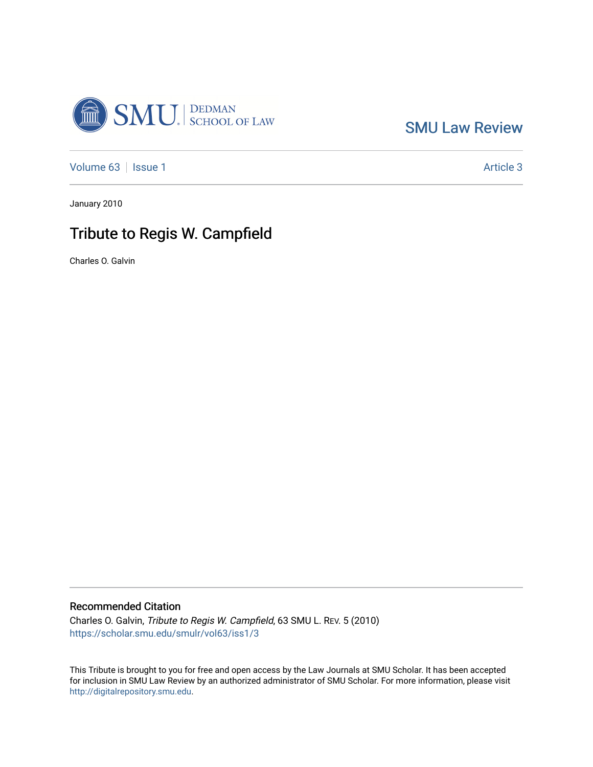SMU Law Review

Volume 63 | Issue 1 | Article 3

January 2010

# Tribute to Regis W. Campfield

Charles O. Galvin

## Recommended Citation

Charles O. Galvin, *Tribute to Regis W. Campfield*, 63 SMU L. Rev. 5 (2010)
https://scholar.smu.edu/smulr/vol63/iss1/3

This Tribute is brought to you for free and open access by the Law Journals at SMU Scholar. It has been accepted for inclusion in SMU Law Review by an authorized administrator of SMU Scholar. For more information, please visit http://digitalrepository.smu.edu.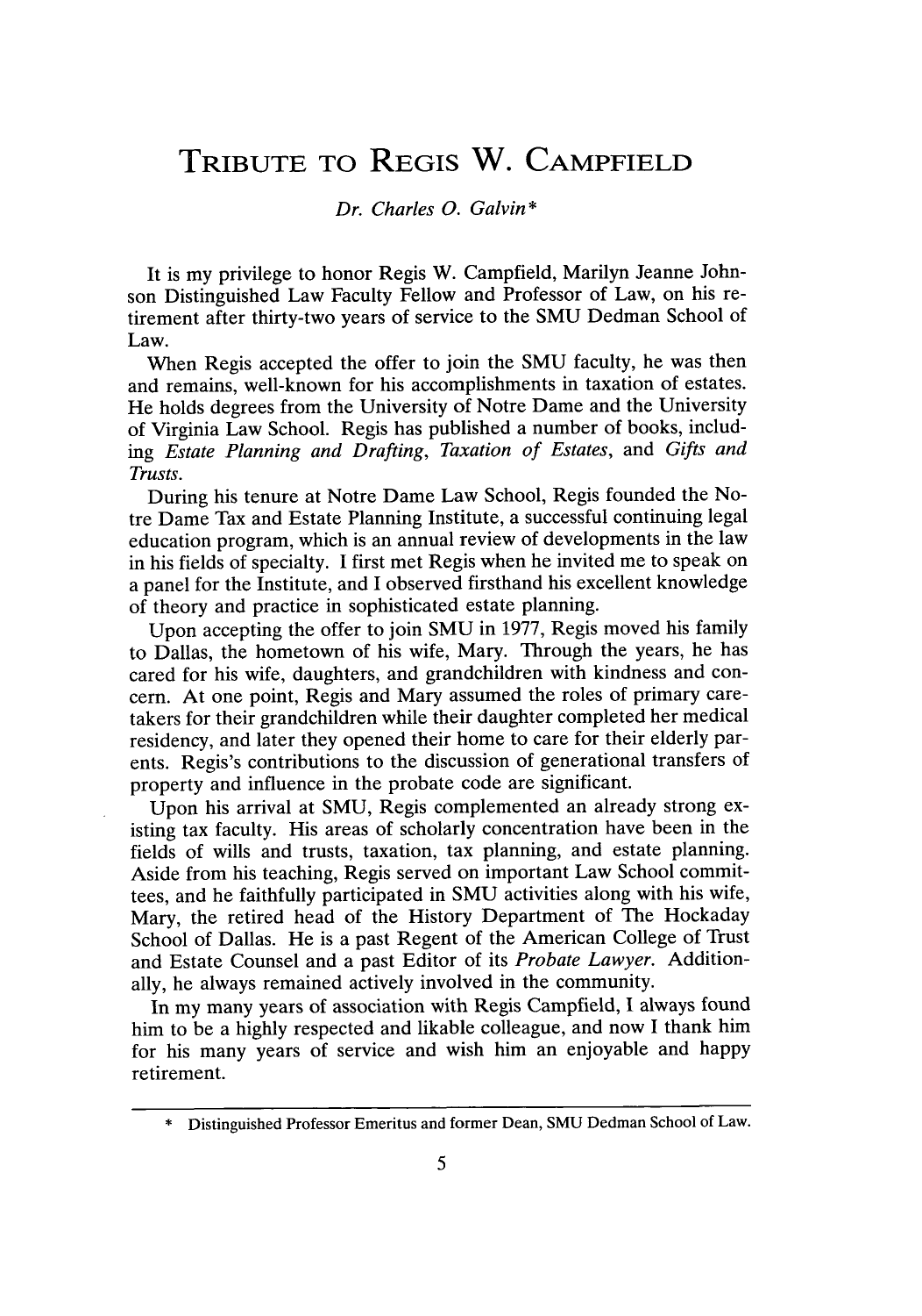# TRIBUTE TO REGIS W. CAMPFIELD

*Dr. Charles O. Galvin\**

It is my privilege to honor Regis W. Campfield, Marilyn Jeanne Johnson Distinguished Law Faculty Fellow and Professor of Law, on his retirement after thirty-two years of service to the SMU Dedman School of Law.

When Regis accepted the offer to join the SMU faculty, he was then and remains, well-known for his accomplishments in taxation of estates. He holds degrees from the University of Notre Dame and the University of Virginia Law School. Regis has published a number of books, including *Estate Planning and Drafting*, *Taxation of Estates*, and *Gifts and Trusts*.

During his tenure at Notre Dame Law School, Regis founded the Notre Dame Tax and Estate Planning Institute, a successful continuing legal education program, which is an annual review of developments in the law in his fields of specialty. I first met Regis when he invited me to speak on a panel for the Institute, and I observed firsthand his excellent knowledge of theory and practice in sophisticated estate planning.

Upon accepting the offer to join SMU in 1977, Regis moved his family to Dallas, the hometown of his wife, Mary. Through the years, he has cared for his wife, daughters, and grandchildren with kindness and concern. At one point, Regis and Mary assumed the roles of primary caretakers for their grandchildren while their daughter completed her medical residency, and later they opened their home to care for their elderly parents. Regis's contributions to the discussion of generational transfers of property and influence in the probate code are significant.

Upon his arrival at SMU, Regis complemented an already strong existing tax faculty. His areas of scholarly concentration have been in the fields of wills and trusts, taxation, tax planning, and estate planning. Aside from his teaching, Regis served on important Law School committees, and he faithfully participated in SMU activities along with his wife, Mary, the retired head of the History Department of The Hockaday School of Dallas. He is a past Regent of the American College of Trust and Estate Counsel and a past Editor of its *Probate Lawyer*. Additionally, he always remained actively involved in the community.

In my many years of association with Regis Campfield, I always found him to be a highly respected and likable colleague, and now I thank him for his many years of service and wish him an enjoyable and happy retirement.

---

\* Distinguished Professor Emeritus and former Dean, SMU Dedman School of Law.